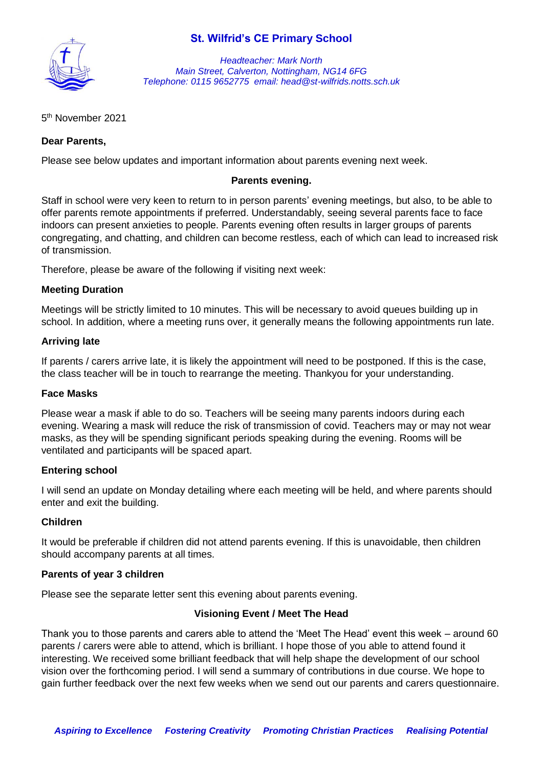# St. Wilfrid's CE Primary School

*Headteacher: Mark North*
*Main Street, Calverton, Nottingham, NG14 6FG*
*Telephone: 0115 9652775 email: head@st-wilfrids.notts.sch.uk*

5th November 2021

**Dear Parents,**

Please see below updates and important information about parents evening next week.

## Parents evening.

Staff in school were very keen to return to in person parents' evening meetings, but also, to be able to offer parents remote appointments if preferred. Understandably, seeing several parents face to face indoors can present anxieties to people. Parents evening often results in larger groups of parents congregating, and chatting, and children can become restless, each of which can lead to increased risk of transmission.

Therefore, please be aware of the following if visiting next week:

### Meeting Duration

Meetings will be strictly limited to 10 minutes. This will be necessary to avoid queues building up in school. In addition, where a meeting runs over, it generally means the following appointments run late.

### Arriving late

If parents / carers arrive late, it is likely the appointment will need to be postponed. If this is the case, the class teacher will be in touch to rearrange the meeting. Thankyou for your understanding.

### Face Masks

Please wear a mask if able to do so. Teachers will be seeing many parents indoors during each evening. Wearing a mask will reduce the risk of transmission of covid. Teachers may or may not wear masks, as they will be spending significant periods speaking during the evening. Rooms will be ventilated and participants will be spaced apart.

### Entering school

I will send an update on Monday detailing where each meeting will be held, and where parents should enter and exit the building.

### Children

It would be preferable if children did not attend parents evening. If this is unavoidable, then children should accompany parents at all times.

### Parents of year 3 children

Please see the separate letter sent this evening about parents evening.

## Visioning Event / Meet The Head

Thank you to those parents and carers able to attend the 'Meet The Head' event this week – around 60 parents / carers were able to attend, which is brilliant. I hope those of you able to attend found it interesting. We received some brilliant feedback that will help shape the development of our school vision over the forthcoming period. I will send a summary of contributions in due course. We hope to gain further feedback over the next few weeks when we send out our parents and carers questionnaire.

***Aspiring to Excellence   Fostering Creativity   Promoting Christian Practices   Realising Potential***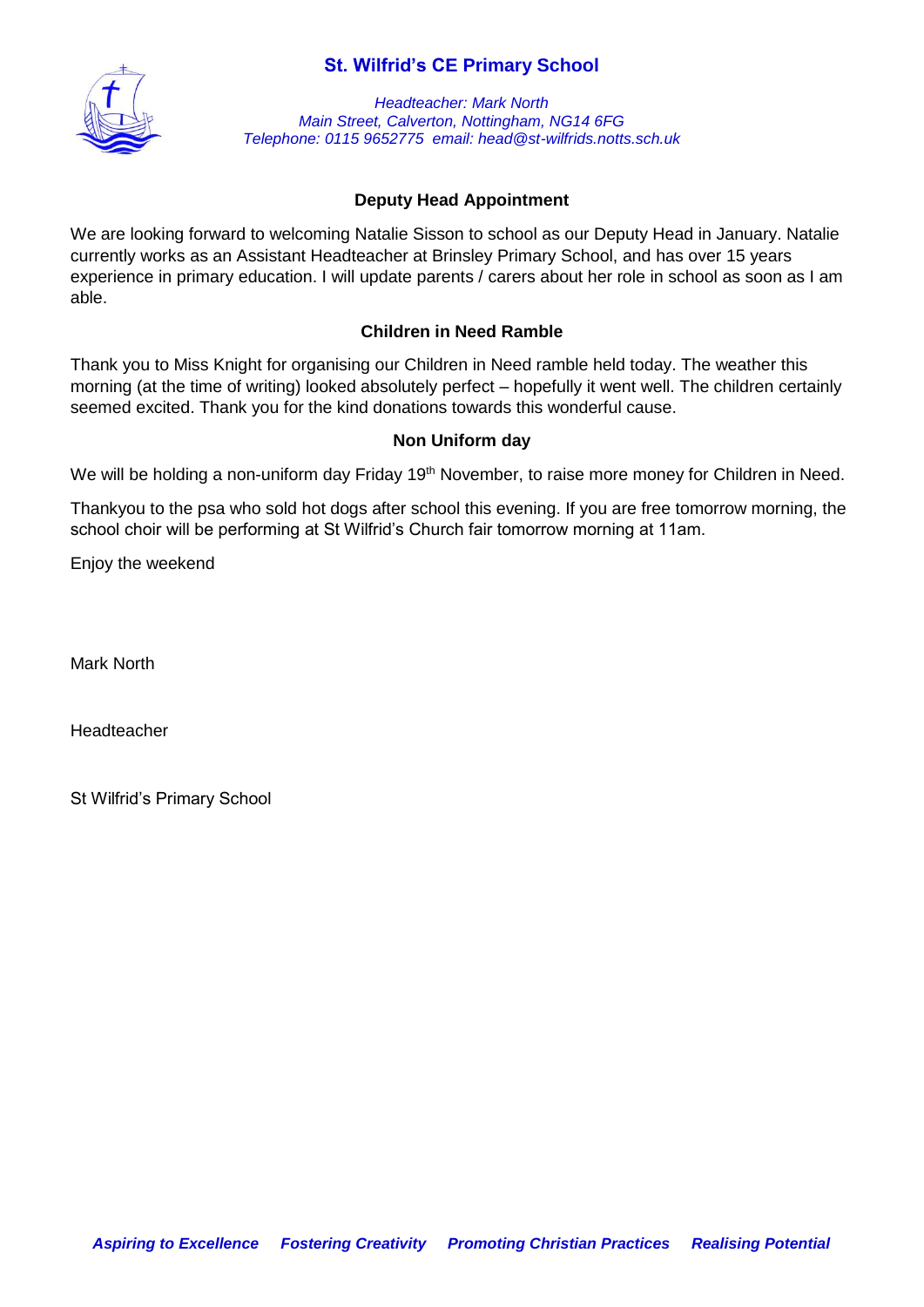# St. Wilfrid's CE Primary School

*Headteacher: Mark North*
*Main Street, Calverton, Nottingham, NG14 6FG*
*Telephone: 0115 9652775 email: head@st-wilfrids.notts.sch.uk*

### Deputy Head Appointment

We are looking forward to welcoming Natalie Sisson to school as our Deputy Head in January. Natalie currently works as an Assistant Headteacher at Brinsley Primary School, and has over 15 years experience in primary education. I will update parents / carers about her role in school as soon as I am able.

### Children in Need Ramble

Thank you to Miss Knight for organising our Children in Need ramble held today. The weather this morning (at the time of writing) looked absolutely perfect – hopefully it went well. The children certainly seemed excited. Thank you for the kind donations towards this wonderful cause.

### Non Uniform day

We will be holding a non-uniform day Friday 19th November, to raise more money for Children in Need.

Thankyou to the psa who sold hot dogs after school this evening. If you are free tomorrow morning, the school choir will be performing at St Wilfrid's Church fair tomorrow morning at 11am.

Enjoy the weekend

Mark North

Headteacher

St Wilfrid's Primary School

***Aspiring to Excellence Fostering Creativity Promoting Christian Practices Realising Potential***